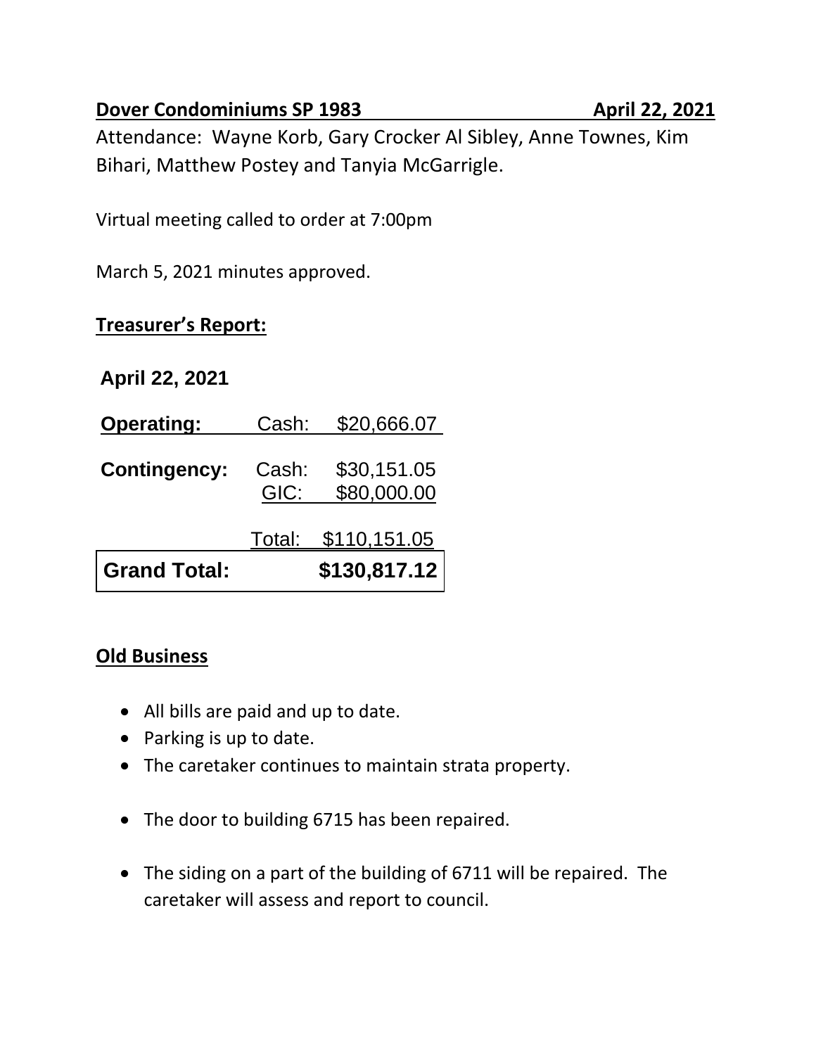**Dover Condominiums SP 1983 April 22, 2021**

Attendance: Wayne Korb, Gary Crocker Al Sibley, Anne Townes, Kim Bihari, Matthew Postey and Tanyia McGarrigle.

Virtual meeting called to order at 7:00pm

March 5, 2021 minutes approved.

## Treasurer's Report:

**April 22, 2021**

| | | |
|---|---|---|
| **Operating:** | Cash: | $20,666.07 |
| **Contingency:** | Cash: | $30,151.05 |
| | GIC: | $80,000.00 |
| | Total: | $110,151.05 |
| **Grand Total:** | | **$130,817.12** |

## Old Business

- All bills are paid and up to date.
- Parking is up to date.
- The caretaker continues to maintain strata property.
- The door to building 6715 has been repaired.
- The siding on a part of the building of 6711 will be repaired. The caretaker will assess and report to council.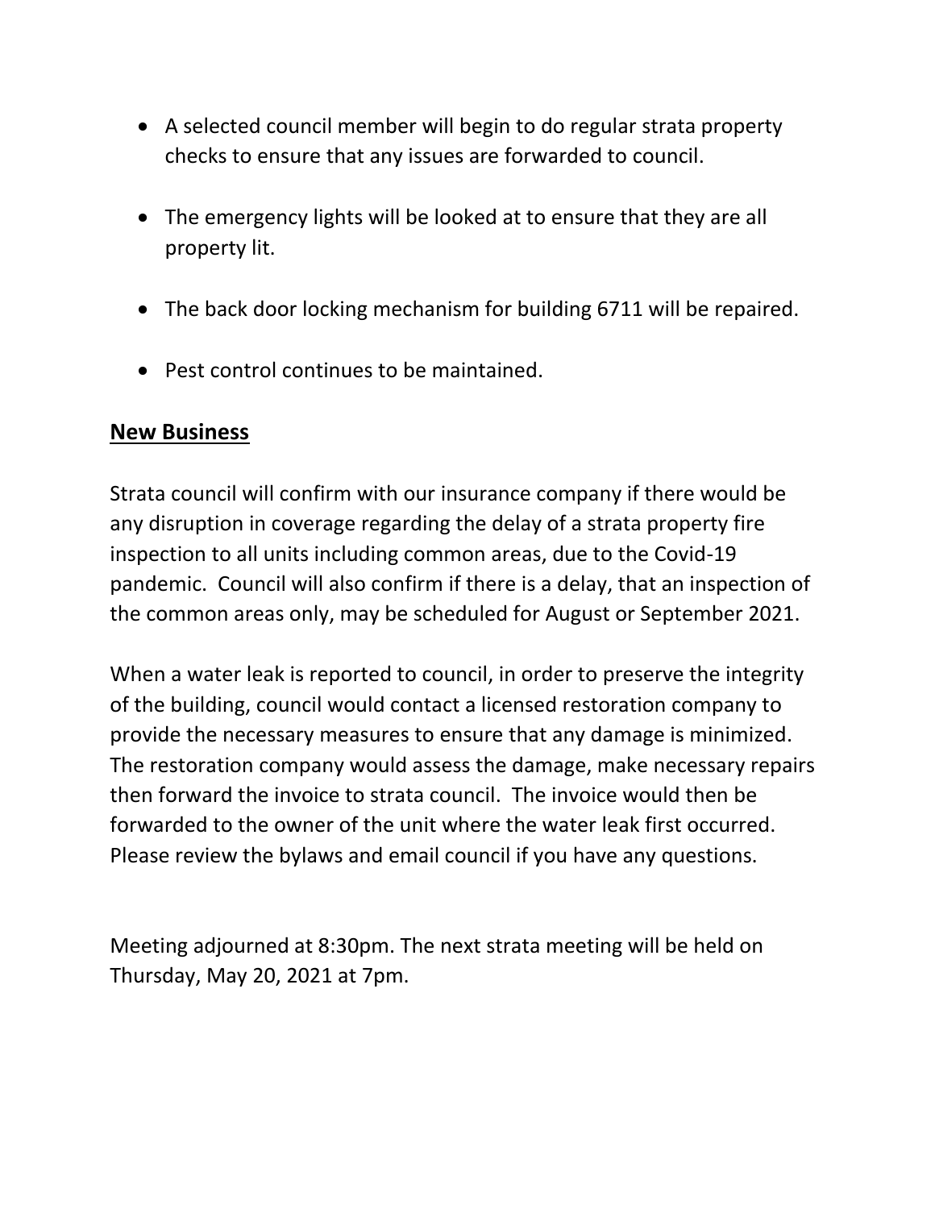- A selected council member will begin to do regular strata property checks to ensure that any issues are forwarded to council.
- The emergency lights will be looked at to ensure that they are all property lit.
- The back door locking mechanism for building 6711 will be repaired.
- Pest control continues to be maintained.

## **New Business**

Strata council will confirm with our insurance company if there would be any disruption in coverage regarding the delay of a strata property fire inspection to all units including common areas, due to the Covid-19 pandemic. Council will also confirm if there is a delay, that an inspection of the common areas only, may be scheduled for August or September 2021.

When a water leak is reported to council, in order to preserve the integrity of the building, council would contact a licensed restoration company to provide the necessary measures to ensure that any damage is minimized. The restoration company would assess the damage, make necessary repairs then forward the invoice to strata council. The invoice would then be forwarded to the owner of the unit where the water leak first occurred. Please review the bylaws and email council if you have any questions.

Meeting adjourned at 8:30pm. The next strata meeting will be held on Thursday, May 20, 2021 at 7pm.